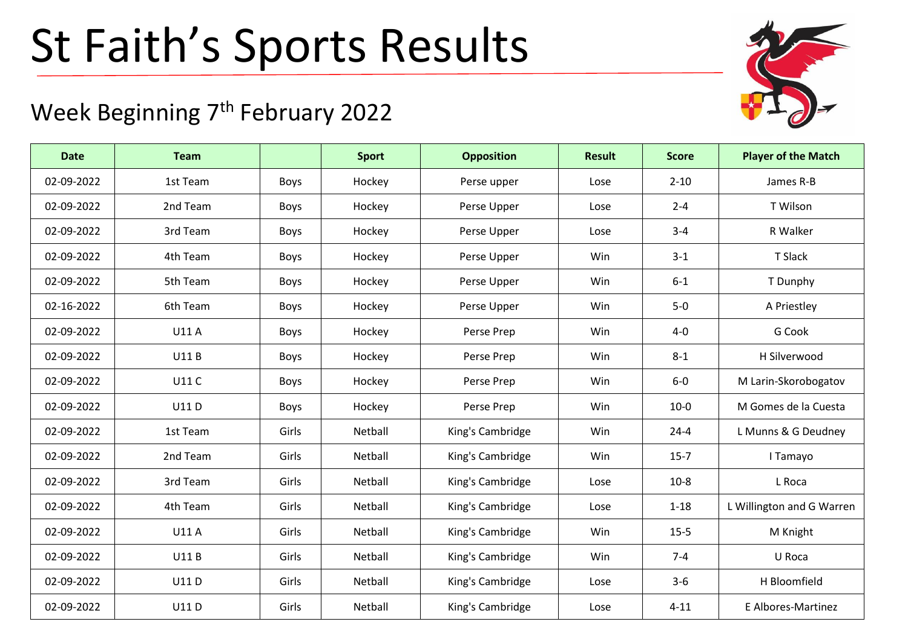# St Faith's Sports Results

## Week Beginning 7th February 2022

| Date | Team | | Sport | Opposition | Result | Score | Player of the Match |
|---|---|---|---|---|---|---|---|
| 02-09-2022 | 1st Team | Boys | Hockey | Perse upper | Lose | 2-10 | James R-B |
| 02-09-2022 | 2nd Team | Boys | Hockey | Perse Upper | Lose | 2-4 | T Wilson |
| 02-09-2022 | 3rd Team | Boys | Hockey | Perse Upper | Lose | 3-4 | R Walker |
| 02-09-2022 | 4th Team | Boys | Hockey | Perse Upper | Win | 3-1 | T Slack |
| 02-09-2022 | 5th Team | Boys | Hockey | Perse Upper | Win | 6-1 | T Dunphy |
| 02-16-2022 | 6th Team | Boys | Hockey | Perse Upper | Win | 5-0 | A Priestley |
| 02-09-2022 | U11 A | Boys | Hockey | Perse Prep | Win | 4-0 | G Cook |
| 02-09-2022 | U11 B | Boys | Hockey | Perse Prep | Win | 8-1 | H Silverwood |
| 02-09-2022 | U11 C | Boys | Hockey | Perse Prep | Win | 6-0 | M Larin-Skorobogatov |
| 02-09-2022 | U11 D | Boys | Hockey | Perse Prep | Win | 10-0 | M Gomes de la Cuesta |
| 02-09-2022 | 1st Team | Girls | Netball | King's Cambridge | Win | 24-4 | L Munns & G Deudney |
| 02-09-2022 | 2nd Team | Girls | Netball | King's Cambridge | Win | 15-7 | I Tamayo |
| 02-09-2022 | 3rd Team | Girls | Netball | King's Cambridge | Lose | 10-8 | L Roca |
| 02-09-2022 | 4th Team | Girls | Netball | King's Cambridge | Lose | 1-18 | L Willington and G Warren |
| 02-09-2022 | U11 A | Girls | Netball | King's Cambridge | Win | 15-5 | M Knight |
| 02-09-2022 | U11 B | Girls | Netball | King's Cambridge | Win | 7-4 | U Roca |
| 02-09-2022 | U11 D | Girls | Netball | King's Cambridge | Lose | 3-6 | H Bloomfield |
| 02-09-2022 | U11 D | Girls | Netball | King's Cambridge | Lose | 4-11 | E Albores-Martinez |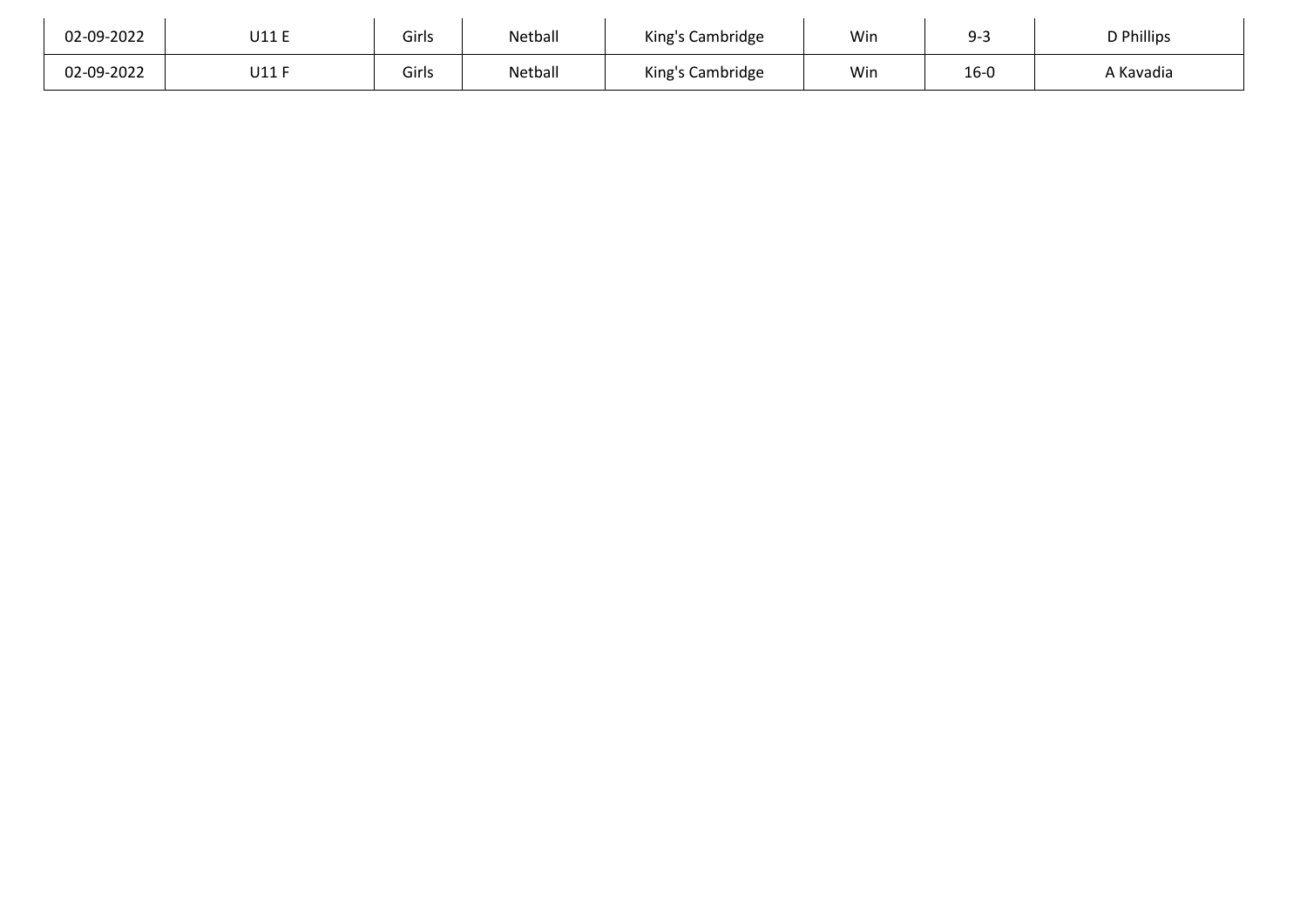| | | | | | | | |
|---|---|---|---|---|---|---|---|
| 02-09-2022 | U11 E | Girls | Netball | King's Cambridge | Win | 9-3 | D Phillips |
| 02-09-2022 | U11 F | Girls | Netball | King's Cambridge | Win | 16-0 | A Kavadia |